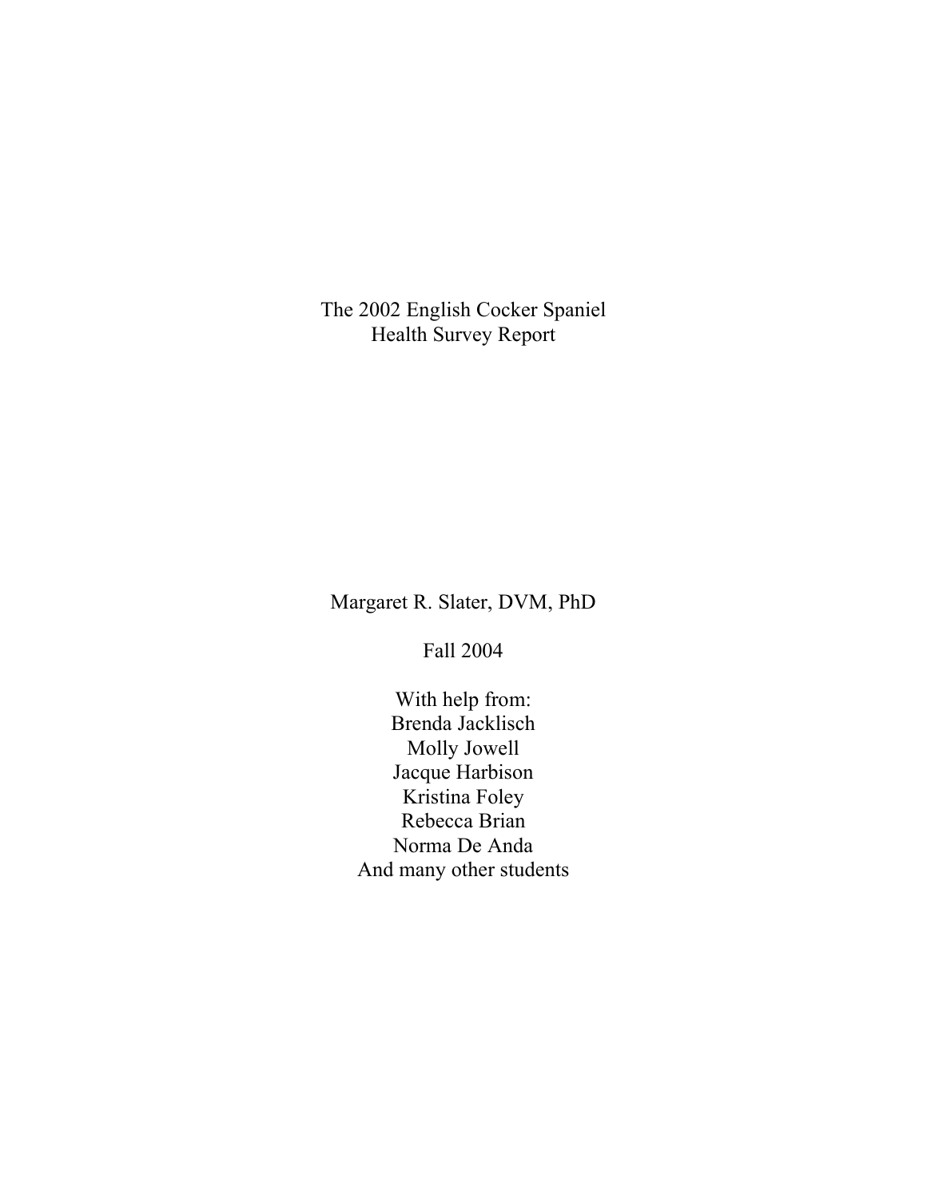# The 2002 English Cocker Spaniel Health Survey Report

Margaret R. Slater, DVM, PhD

Fall 2004

With help from:
Brenda Jacklisch
Molly Jowell
Jacque Harbison
Kristina Foley
Rebecca Brian
Norma De Anda
And many other students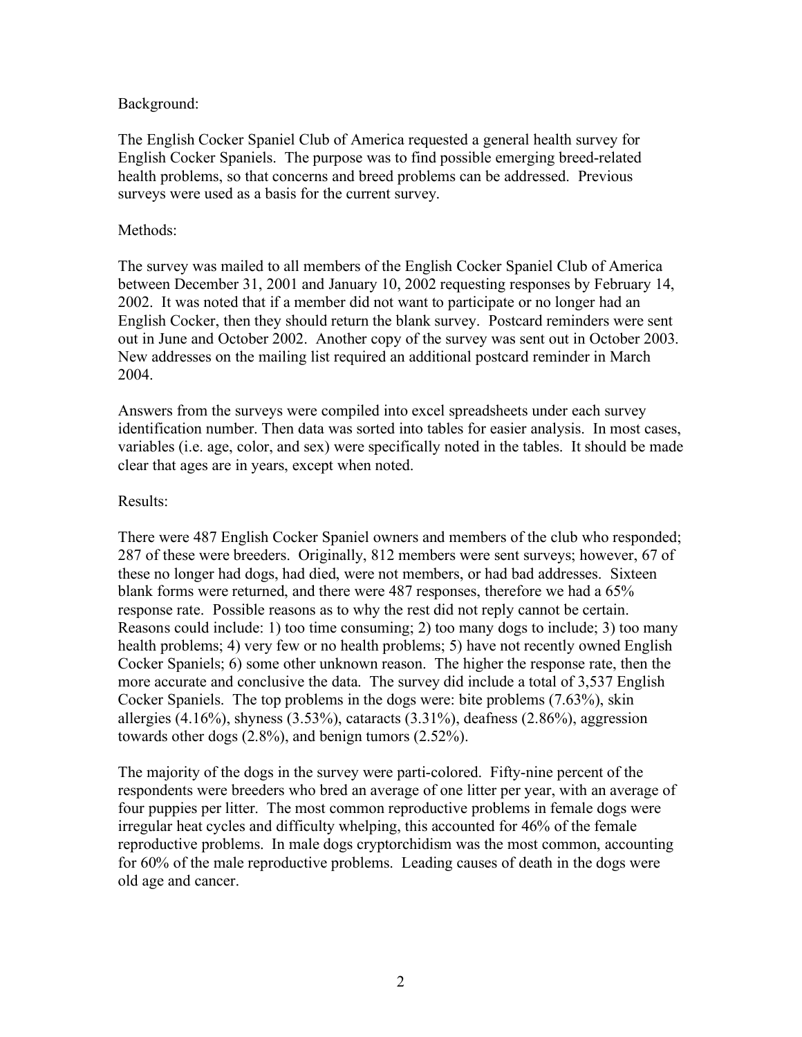Background:

The English Cocker Spaniel Club of America requested a general health survey for English Cocker Spaniels. The purpose was to find possible emerging breed-related health problems, so that concerns and breed problems can be addressed. Previous surveys were used as a basis for the current survey.

Methods:

The survey was mailed to all members of the English Cocker Spaniel Club of America between December 31, 2001 and January 10, 2002 requesting responses by February 14, 2002. It was noted that if a member did not want to participate or no longer had an English Cocker, then they should return the blank survey. Postcard reminders were sent out in June and October 2002. Another copy of the survey was sent out in October 2003. New addresses on the mailing list required an additional postcard reminder in March 2004.

Answers from the surveys were compiled into excel spreadsheets under each survey identification number. Then data was sorted into tables for easier analysis. In most cases, variables (i.e. age, color, and sex) were specifically noted in the tables. It should be made clear that ages are in years, except when noted.

Results:

There were 487 English Cocker Spaniel owners and members of the club who responded; 287 of these were breeders. Originally, 812 members were sent surveys; however, 67 of these no longer had dogs, had died, were not members, or had bad addresses. Sixteen blank forms were returned, and there were 487 responses, therefore we had a 65% response rate. Possible reasons as to why the rest did not reply cannot be certain. Reasons could include: 1) too time consuming; 2) too many dogs to include; 3) too many health problems; 4) very few or no health problems; 5) have not recently owned English Cocker Spaniels; 6) some other unknown reason. The higher the response rate, then the more accurate and conclusive the data. The survey did include a total of 3,537 English Cocker Spaniels. The top problems in the dogs were: bite problems (7.63%), skin allergies (4.16%), shyness (3.53%), cataracts (3.31%), deafness (2.86%), aggression towards other dogs (2.8%), and benign tumors (2.52%).

The majority of the dogs in the survey were parti-colored. Fifty-nine percent of the respondents were breeders who bred an average of one litter per year, with an average of four puppies per litter. The most common reproductive problems in female dogs were irregular heat cycles and difficulty whelping, this accounted for 46% of the female reproductive problems. In male dogs cryptorchidism was the most common, accounting for 60% of the male reproductive problems. Leading causes of death in the dogs were old age and cancer.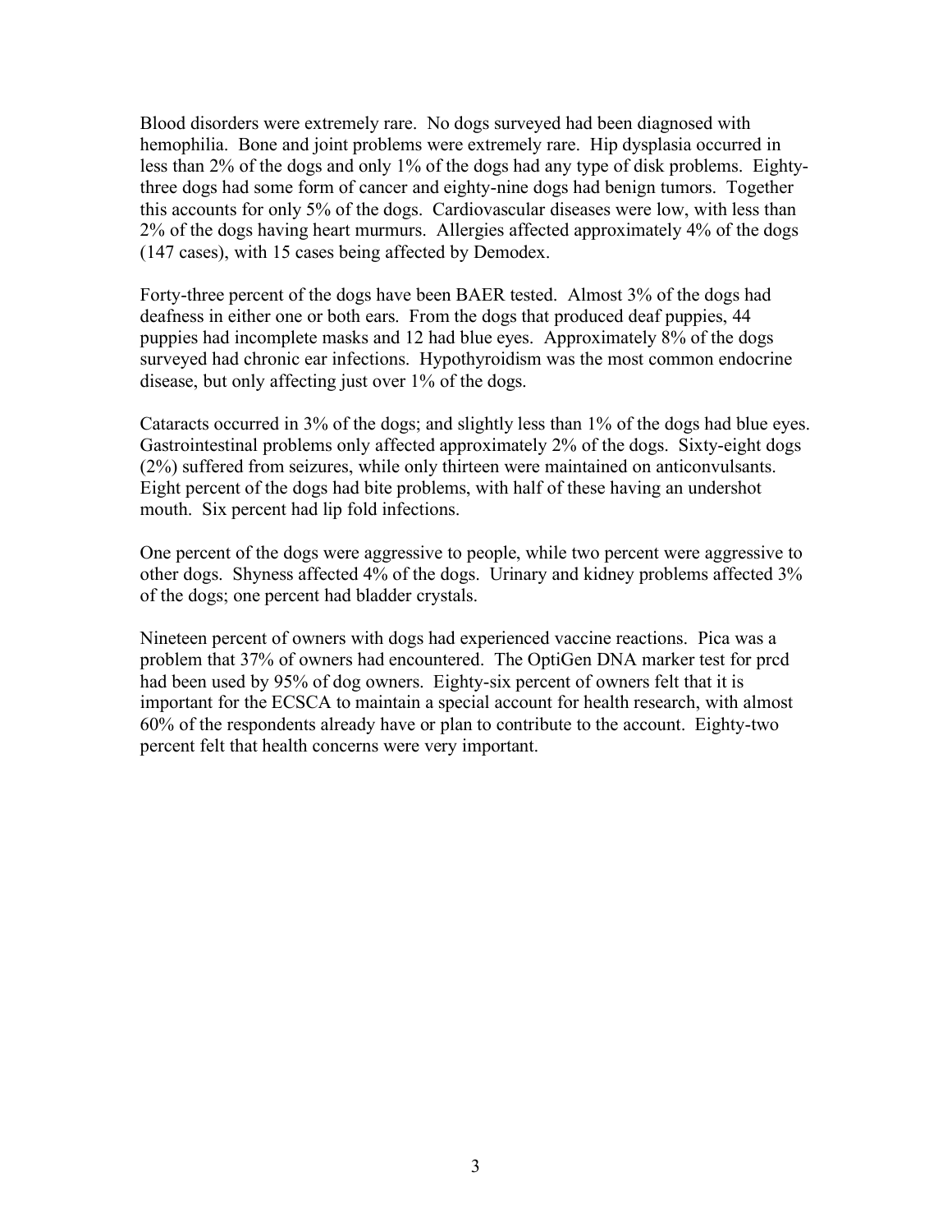Blood disorders were extremely rare. No dogs surveyed had been diagnosed with hemophilia. Bone and joint problems were extremely rare. Hip dysplasia occurred in less than 2% of the dogs and only 1% of the dogs had any type of disk problems. Eighty-three dogs had some form of cancer and eighty-nine dogs had benign tumors. Together this accounts for only 5% of the dogs. Cardiovascular diseases were low, with less than 2% of the dogs having heart murmurs. Allergies affected approximately 4% of the dogs (147 cases), with 15 cases being affected by Demodex.

Forty-three percent of the dogs have been BAER tested. Almost 3% of the dogs had deafness in either one or both ears. From the dogs that produced deaf puppies, 44 puppies had incomplete masks and 12 had blue eyes. Approximately 8% of the dogs surveyed had chronic ear infections. Hypothyroidism was the most common endocrine disease, but only affecting just over 1% of the dogs.

Cataracts occurred in 3% of the dogs; and slightly less than 1% of the dogs had blue eyes. Gastrointestinal problems only affected approximately 2% of the dogs. Sixty-eight dogs (2%) suffered from seizures, while only thirteen were maintained on anticonvulsants. Eight percent of the dogs had bite problems, with half of these having an undershot mouth. Six percent had lip fold infections.

One percent of the dogs were aggressive to people, while two percent were aggressive to other dogs. Shyness affected 4% of the dogs. Urinary and kidney problems affected 3% of the dogs; one percent had bladder crystals.

Nineteen percent of owners with dogs had experienced vaccine reactions. Pica was a problem that 37% of owners had encountered. The OptiGen DNA marker test for prcd had been used by 95% of dog owners. Eighty-six percent of owners felt that it is important for the ECSCA to maintain a special account for health research, with almost 60% of the respondents already have or plan to contribute to the account. Eighty-two percent felt that health concerns were very important.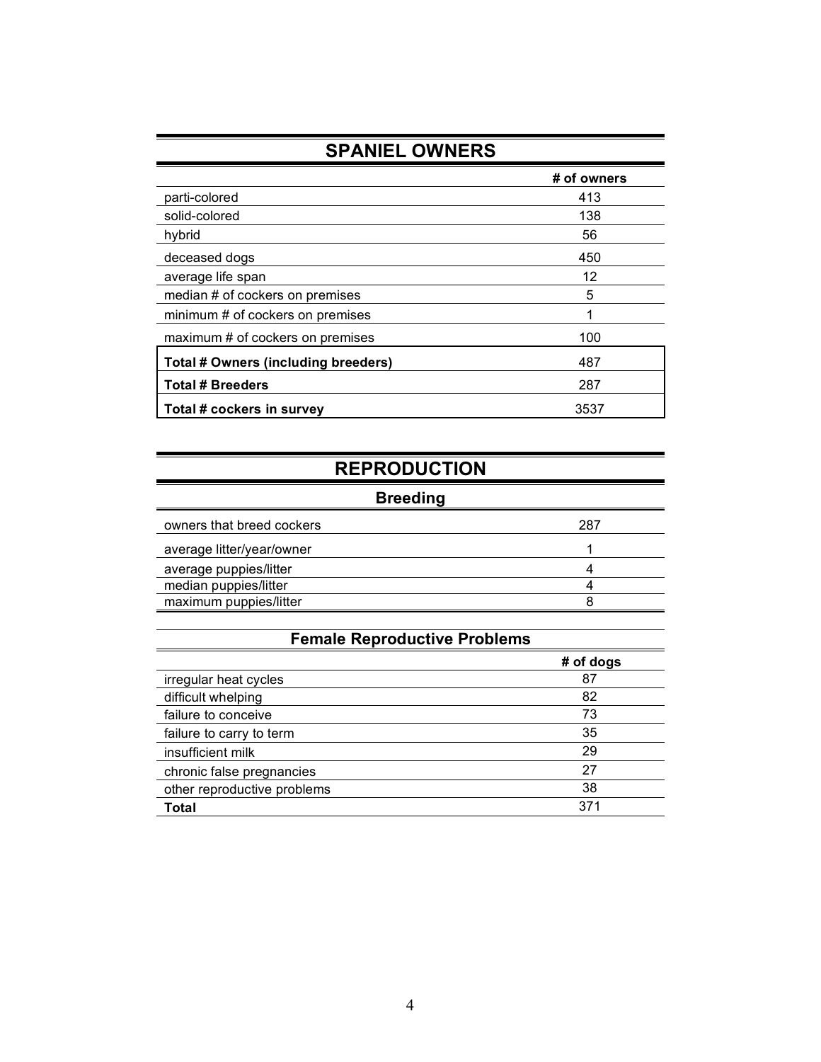## SPANIEL OWNERS

| | # of owners |
|---|---|
| parti-colored | 413 |
| solid-colored | 138 |
| hybrid | 56 |
| deceased dogs | 450 |
| average life span | 12 |
| median # of cockers on premises | 5 |
| minimum # of cockers on premises | 1 |
| maximum # of cockers on premises | 100 |
| **Total # Owners (including breeders)** | 487 |
| **Total # Breeders** | 287 |
| **Total # cockers in survey** | 3537 |

## REPRODUCTION

### Breeding

| | |
|---|---|
| owners that breed cockers | 287 |
| average litter/year/owner | 1 |
| average puppies/litter | 4 |
| median puppies/litter | 4 |
| maximum puppies/litter | 8 |

### Female Reproductive Problems

| | # of dogs |
|---|---|
| irregular heat cycles | 87 |
| difficult whelping | 82 |
| failure to conceive | 73 |
| failure to carry to term | 35 |
| insufficient milk | 29 |
| chronic false pregnancies | 27 |
| other reproductive problems | 38 |
| **Total** | 371 |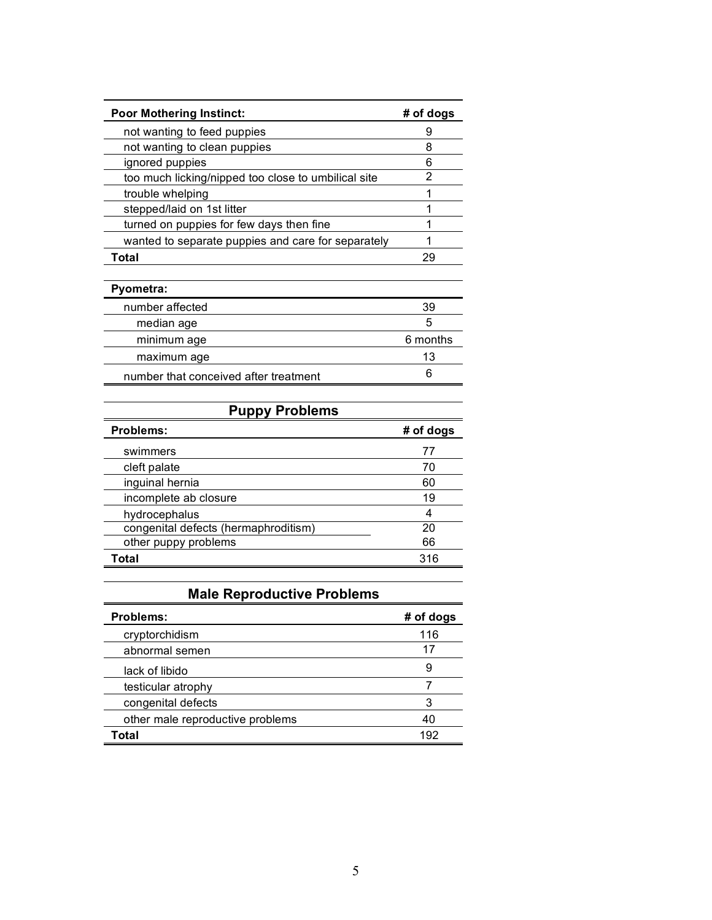| Poor Mothering Instinct: | # of dogs |
| --- | --- |
| not wanting to feed puppies | 9 |
| not wanting to clean puppies | 8 |
| ignored puppies | 6 |
| too much licking/nipped too close to umbilical site | 2 |
| trouble whelping | 1 |
| stepped/laid on 1st litter | 1 |
| turned on puppies for few days then fine | 1 |
| wanted to separate puppies and care for separately | 1 |
| **Total** | 29 |

| Pyometra: | |
| --- | --- |
| number affected | 39 |
| median age | 5 |
| minimum age | 6 months |
| maximum age | 13 |
| number that conceived after treatment | 6 |

## Puppy Problems

| Problems: | # of dogs |
| --- | --- |
| swimmers | 77 |
| cleft palate | 70 |
| inguinal hernia | 60 |
| incomplete ab closure | 19 |
| hydrocephalus | 4 |
| congenital defects (hermaphroditism) | 20 |
| other puppy problems | 66 |
| **Total** | 316 |

## Male Reproductive Problems

| Problems: | # of dogs |
| --- | --- |
| cryptorchidism | 116 |
| abnormal semen | 17 |
| lack of libido | 9 |
| testicular atrophy | 7 |
| congenital defects | 3 |
| other male reproductive problems | 40 |
| **Total** | 192 |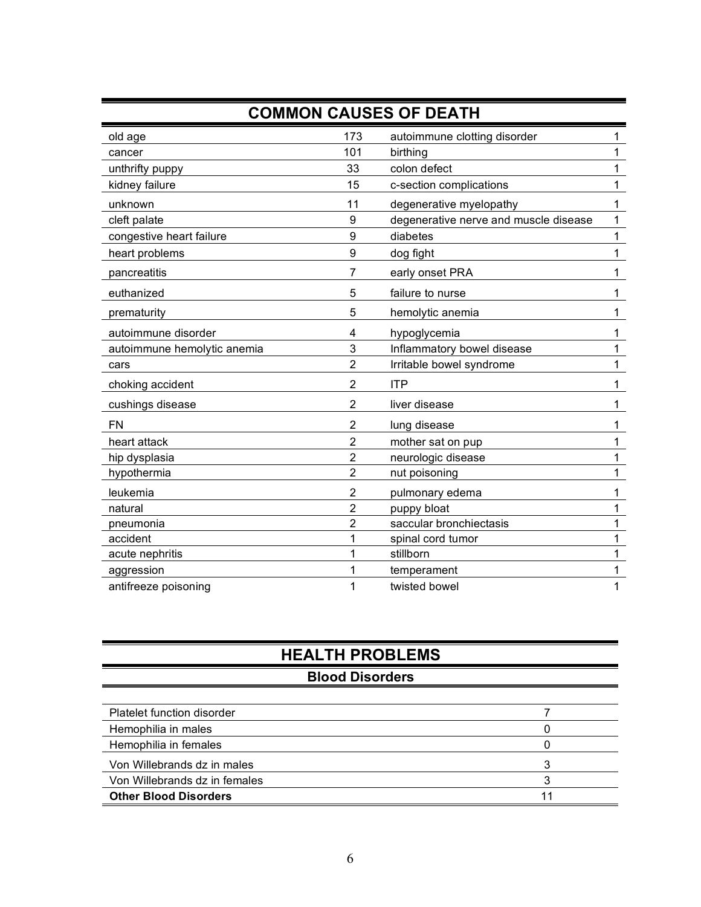## COMMON CAUSES OF DEATH

| | | | |
|---|---|---|---|
| old age | 173 | autoimmune clotting disorder | 1 |
| cancer | 101 | birthing | 1 |
| unthrifty puppy | 33 | colon defect | 1 |
| kidney failure | 15 | c-section complications | 1 |
| unknown | 11 | degenerative myelopathy | 1 |
| cleft palate | 9 | degenerative nerve and muscle disease | 1 |
| congestive heart failure | 9 | diabetes | 1 |
| heart problems | 9 | dog fight | 1 |
| pancreatitis | 7 | early onset PRA | 1 |
| euthanized | 5 | failure to nurse | 1 |
| prematurity | 5 | hemolytic anemia | 1 |
| autoimmune disorder | 4 | hypoglycemia | 1 |
| autoimmune hemolytic anemia | 3 | Inflammatory bowel disease | 1 |
| cars | 2 | Irritable bowel syndrome | 1 |
| choking accident | 2 | ITP | 1 |
| cushings disease | 2 | liver disease | 1 |
| FN | 2 | lung disease | 1 |
| heart attack | 2 | mother sat on pup | 1 |
| hip dysplasia | 2 | neurologic disease | 1 |
| hypothermia | 2 | nut poisoning | 1 |
| leukemia | 2 | pulmonary edema | 1 |
| natural | 2 | puppy bloat | 1 |
| pneumonia | 2 | saccular bronchiectasis | 1 |
| accident | 1 | spinal cord tumor | 1 |
| acute nephritis | 1 | stillborn | 1 |
| aggression | 1 | temperament | 1 |
| antifreeze poisoning | 1 | twisted bowel | 1 |

## HEALTH PROBLEMS

### Blood Disorders

| | |
|---|---|
| Platelet function disorder | 7 |
| Hemophilia in males | 0 |
| Hemophilia in females | 0 |
| Von Willebrands dz in males | 3 |
| Von Willebrands dz in females | 3 |
| **Other Blood Disorders** | 11 |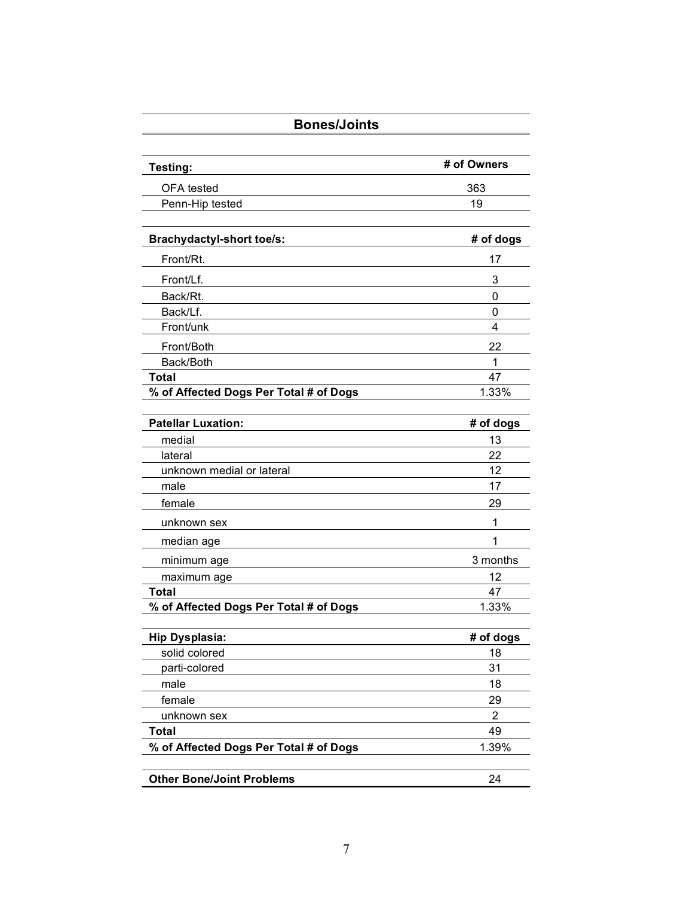## Bones/Joints

| Testing: | # of Owners |
|---|---|
| OFA tested | 363 |
| Penn-Hip tested | 19 |

| Brachydactyl-short toe/s: | # of dogs |
|---|---|
| Front/Rt. | 17 |
| Front/Lf. | 3 |
| Back/Rt. | 0 |
| Back/Lf. | 0 |
| Front/unk | 4 |
| Front/Both | 22 |
| Back/Both | 1 |
| **Total** | 47 |
| **% of Affected Dogs Per Total # of Dogs** | 1.33% |

| Patellar Luxation: | # of dogs |
|---|---|
| medial | 13 |
| lateral | 22 |
| unknown medial or lateral | 12 |
| male | 17 |
| female | 29 |
| unknown sex | 1 |
| median age | 1 |
| minimum age | 3 months |
| maximum age | 12 |
| **Total** | 47 |
| **% of Affected Dogs Per Total # of Dogs** | 1.33% |

| Hip Dysplasia: | # of dogs |
|---|---|
| solid colored | 18 |
| parti-colored | 31 |
| male | 18 |
| female | 29 |
| unknown sex | 2 |
| **Total** | 49 |
| **% of Affected Dogs Per Total # of Dogs** | 1.39% |

| **Other Bone/Joint Problems** | 24 |
|---|---|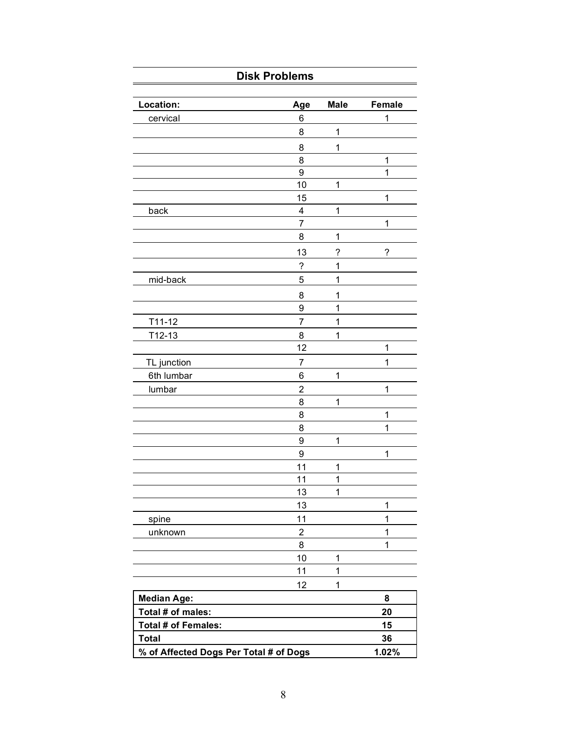## Disk Problems

| Location: | Age | Male | Female |
|---|---|---|---|
| cervical | 6 | | 1 |
| | 8 | 1 | |
| | 8 | 1 | |
| | 8 | | 1 |
| | 9 | | 1 |
| | 10 | 1 | |
| | 15 | | 1 |
| back | 4 | 1 | |
| | 7 | | 1 |
| | 8 | 1 | |
| | 13 | ? | ? |
| | ? | 1 | |
| mid-back | 5 | 1 | |
| | 8 | 1 | |
| | 9 | 1 | |
| T11-12 | 7 | 1 | |
| T12-13 | 8 | 1 | |
| | 12 | | 1 |
| TL junction | 7 | | 1 |
| 6th lumbar | 6 | 1 | |
| lumbar | 2 | | 1 |
| | 8 | 1 | |
| | 8 | | 1 |
| | 8 | | 1 |
| | 9 | 1 | |
| | 9 | | 1 |
| | 11 | 1 | |
| | 11 | 1 | |
| | 13 | 1 | |
| | 13 | | 1 |
| spine | 11 | | 1 |
| unknown | 2 | | 1 |
| | 8 | | 1 |
| | 10 | 1 | |
| | 11 | 1 | |
| | 12 | 1 | |
| **Median Age:** | | | **8** |
| **Total # of males:** | | | **20** |
| **Total # of Females:** | | | **15** |
| **Total** | | | **36** |
| **% of Affected Dogs Per Total # of Dogs** | | | **1.02%** |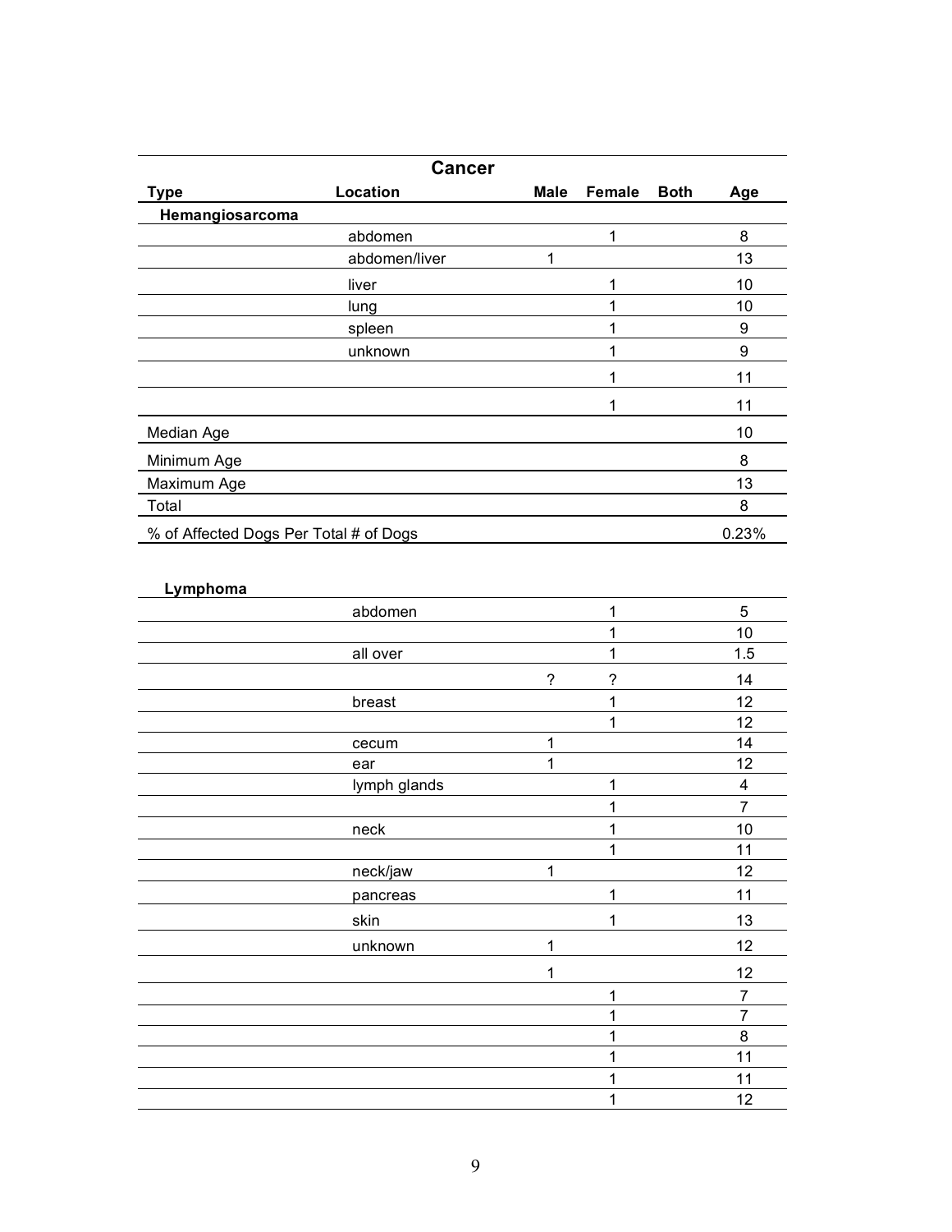| Cancer | | | | | |
|---|---|---|---|---|---|
| **Type** | **Location** | **Male** | **Female** | **Both** | **Age** |
| **Hemangiosarcoma** | | | | | |
| | abdomen | | 1 | | 8 |
| | abdomen/liver | 1 | | | 13 |
| | liver | | 1 | | 10 |
| | lung | | 1 | | 10 |
| | spleen | | 1 | | 9 |
| | unknown | | 1 | | 9 |
| | | | 1 | | 11 |
| | | | 1 | | 11 |
| Median Age | | | | | 10 |
| Minimum Age | | | | | 8 |
| Maximum Age | | | | | 13 |
| Total | | | | | 8 |
| % of Affected Dogs Per Total # of Dogs | | | | | 0.23% |

| **Lymphoma** | | | | | |
|---|---|---|---|---|---|
| | abdomen | | 1 | | 5 |
| | | | 1 | | 10 |
| | all over | | 1 | | 1.5 |
| | | ? | ? | | 14 |
| | breast | | 1 | | 12 |
| | | | 1 | | 12 |
| | cecum | 1 | | | 14 |
| | ear | 1 | | | 12 |
| | lymph glands | | 1 | | 4 |
| | | | 1 | | 7 |
| | neck | | 1 | | 10 |
| | | | 1 | | 11 |
| | neck/jaw | 1 | | | 12 |
| | pancreas | | 1 | | 11 |
| | skin | | 1 | | 13 |
| | unknown | 1 | | | 12 |
| | | 1 | | | 12 |
| | | | 1 | | 7 |
| | | | 1 | | 7 |
| | | | 1 | | 8 |
| | | | 1 | | 11 |
| | | | 1 | | 11 |
| | | | 1 | | 12 |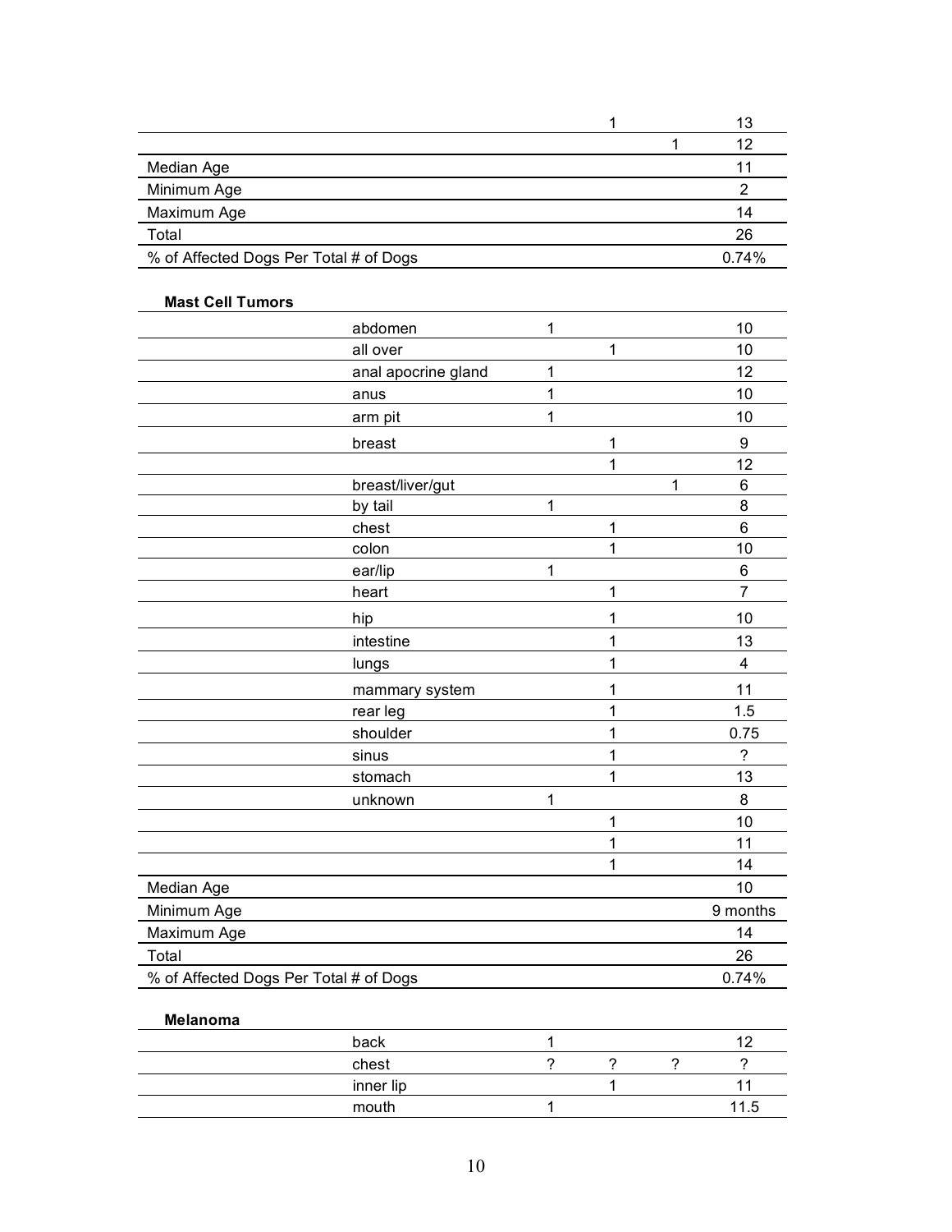| | | | | | |
|---|---|---|---|---|---|
| | | | 1 | | 13 |
| | | | | 1 | 12 |
| Median Age | | | | | 11 |
| Minimum Age | | | | | 2 |
| Maximum Age | | | | | 14 |
| Total | | | | | 26 |
| % of Affected Dogs Per Total # of Dogs | | | | | 0.74% |

**Mast Cell Tumors**

| | | | | | |
|---|---|---|---|---|---|
| | abdomen | 1 | | | 10 |
| | all over | | 1 | | 10 |
| | anal apocrine gland | 1 | | | 12 |
| | anus | 1 | | | 10 |
| | arm pit | 1 | | | 10 |
| | breast | | 1 | | 9 |
| | | | 1 | | 12 |
| | breast/liver/gut | | | 1 | 6 |
| | by tail | 1 | | | 8 |
| | chest | | 1 | | 6 |
| | colon | | 1 | | 10 |
| | ear/lip | 1 | | | 6 |
| | heart | | 1 | | 7 |
| | hip | | 1 | | 10 |
| | intestine | | 1 | | 13 |
| | lungs | | 1 | | 4 |
| | mammary system | | 1 | | 11 |
| | rear leg | | 1 | | 1.5 |
| | shoulder | | 1 | | 0.75 |
| | sinus | | 1 | | ? |
| | stomach | | 1 | | 13 |
| | unknown | 1 | | | 8 |
| | | | 1 | | 10 |
| | | | 1 | | 11 |
| | | | 1 | | 14 |
| Median Age | | | | | 10 |
| Minimum Age | | | | | 9 months |
| Maximum Age | | | | | 14 |
| Total | | | | | 26 |
| % of Affected Dogs Per Total # of Dogs | | | | | 0.74% |

**Melanoma**

| | | | | | |
|---|---|---|---|---|---|
| | back | 1 | | | 12 |
| | chest | ? | ? | ? | ? |
| | inner lip | | 1 | | 11 |
| | mouth | 1 | | | 11.5 |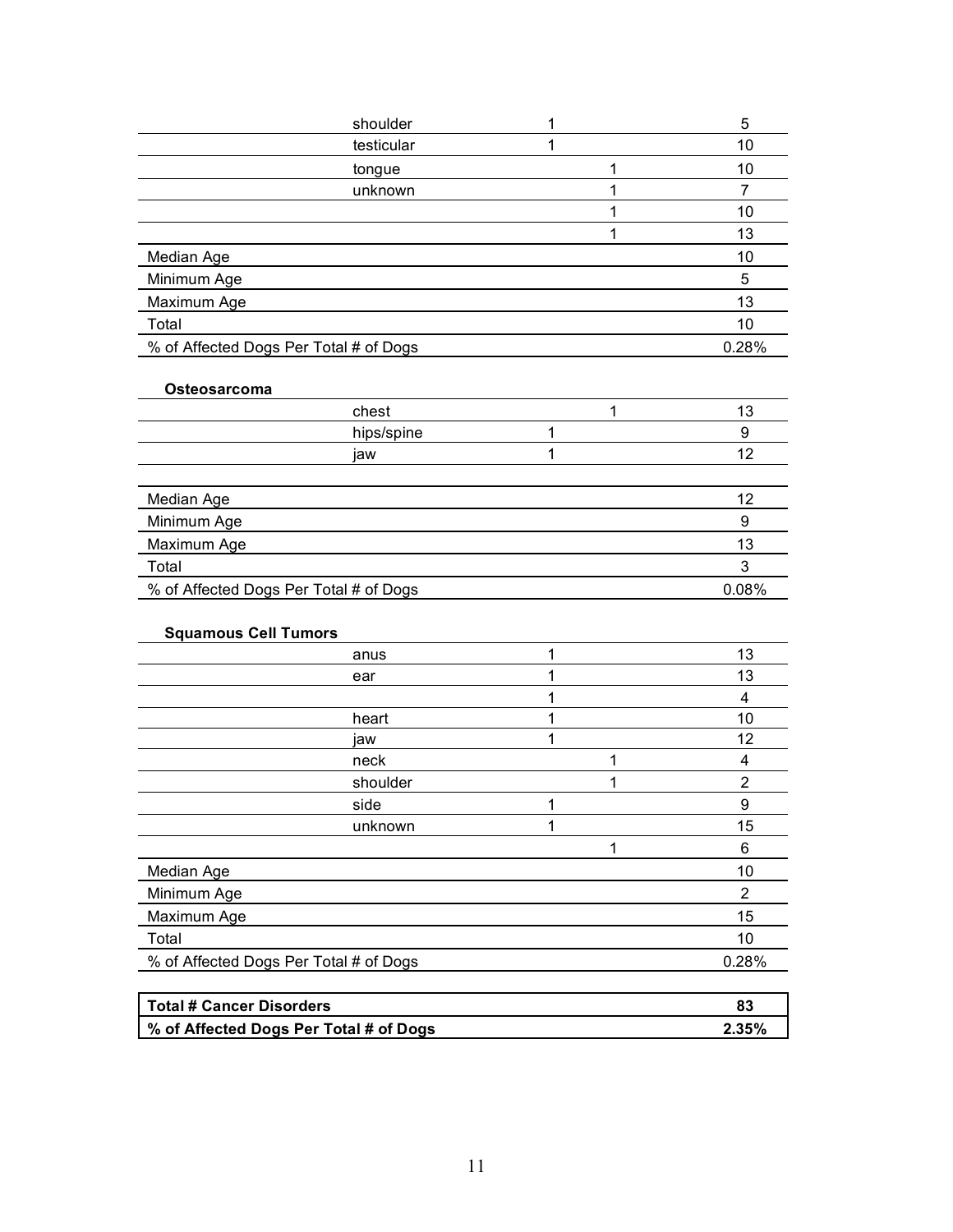| | | | | |
|---|---|---|---|---|
| | shoulder | 1 | | 5 |
| | testicular | 1 | | 10 |
| | tongue | | 1 | 10 |
| | unknown | | 1 | 7 |
| | | | 1 | 10 |
| | | | 1 | 13 |
| Median Age | | | | 10 |
| Minimum Age | | | | 5 |
| Maximum Age | | | | 13 |
| Total | | | | 10 |
| % of Affected Dogs Per Total # of Dogs | | | | 0.28% |

**Osteosarcoma**

| | | | | |
|---|---|---|---|---|
| | chest | | 1 | 13 |
| | hips/spine | 1 | | 9 |
| | jaw | 1 | | 12 |
| | | | | |
| Median Age | | | | 12 |
| Minimum Age | | | | 9 |
| Maximum Age | | | | 13 |
| Total | | | | 3 |
| % of Affected Dogs Per Total # of Dogs | | | | 0.08% |

**Squamous Cell Tumors**

| | | | | |
|---|---|---|---|---|
| | anus | 1 | | 13 |
| | ear | 1 | | 13 |
| | | 1 | | 4 |
| | heart | 1 | | 10 |
| | jaw | 1 | | 12 |
| | neck | | 1 | 4 |
| | shoulder | | 1 | 2 |
| | side | 1 | | 9 |
| | unknown | 1 | | 15 |
| | | | 1 | 6 |
| Median Age | | | | 10 |
| Minimum Age | | | | 2 |
| Maximum Age | | | | 15 |
| Total | | | | 10 |
| % of Affected Dogs Per Total # of Dogs | | | | 0.28% |

| | |
|---|---|
| **Total # Cancer Disorders** | **83** |
| **% of Affected Dogs Per Total # of Dogs** | **2.35%** |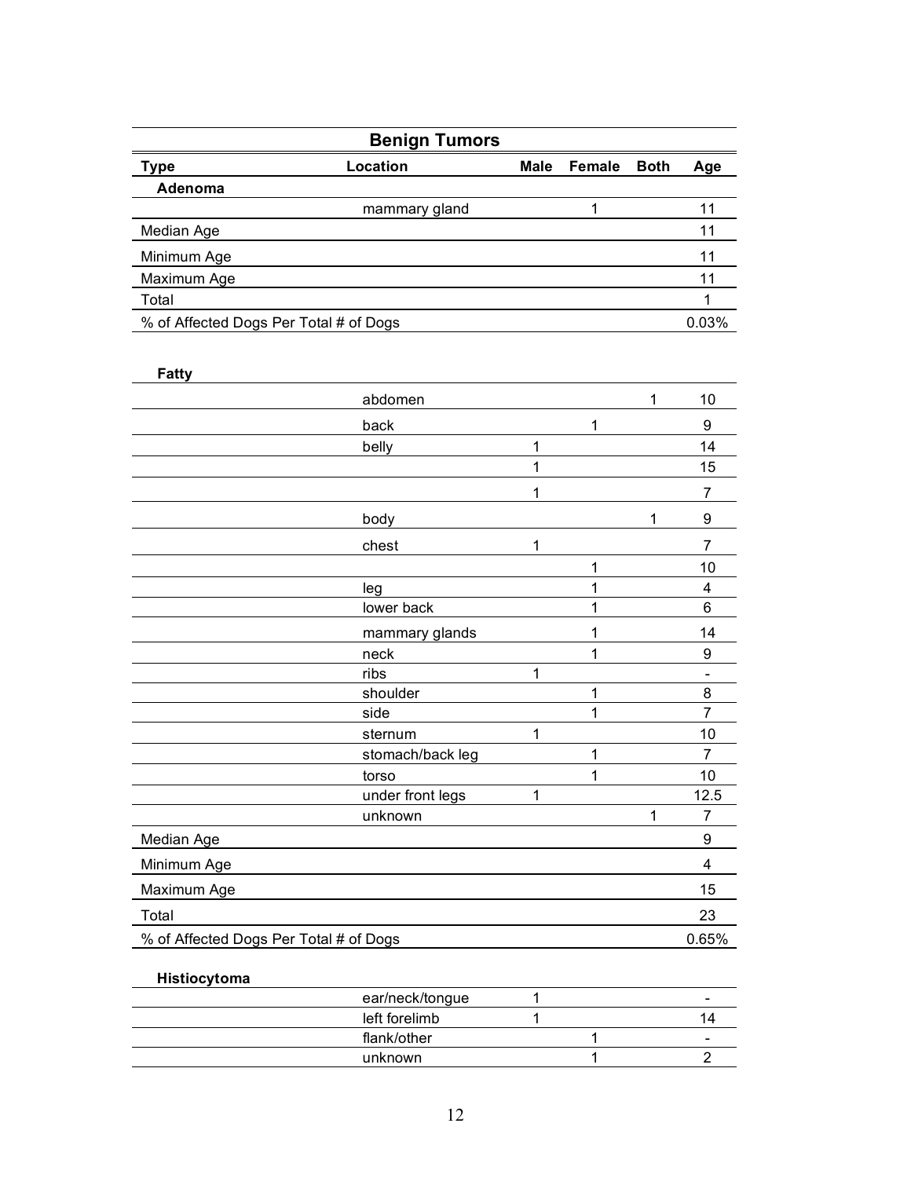| Benign Tumors | | | | | |
|---|---|---|---|---|---|
| **Type** | **Location** | **Male** | **Female** | **Both** | **Age** |
| **Adenoma** | | | | | |
| | mammary gland | | 1 | | 11 |
| Median Age | | | | | 11 |
| Minimum Age | | | | | 11 |
| Maximum Age | | | | | 11 |
| Total | | | | | 1 |
| % of Affected Dogs Per Total # of Dogs | | | | | 0.03% |

| **Fatty** | | | | | |
|---|---|---|---|---|---|
| | abdomen | | | 1 | 10 |
| | back | | 1 | | 9 |
| | belly | 1 | | | 14 |
| | | 1 | | | 15 |
| | | 1 | | | 7 |
| | body | | | 1 | 9 |
| | chest | 1 | | | 7 |
| | | | 1 | | 10 |
| | leg | | 1 | | 4 |
| | lower back | | 1 | | 6 |
| | mammary glands | | 1 | | 14 |
| | neck | | 1 | | 9 |
| | ribs | 1 | | | - |
| | shoulder | | 1 | | 8 |
| | side | | 1 | | 7 |
| | sternum | 1 | | | 10 |
| | stomach/back leg | | 1 | | 7 |
| | torso | | 1 | | 10 |
| | under front legs | 1 | | | 12.5 |
| | unknown | | | 1 | 7 |
| Median Age | | | | | 9 |
| Minimum Age | | | | | 4 |
| Maximum Age | | | | | 15 |
| Total | | | | | 23 |
| % of Affected Dogs Per Total # of Dogs | | | | | 0.65% |

| **Histiocytoma** | | | | | |
|---|---|---|---|---|---|
| | ear/neck/tongue | 1 | | | - |
| | left forelimb | 1 | | | 14 |
| | flank/other | | 1 | | - |
| | unknown | | 1 | | 2 |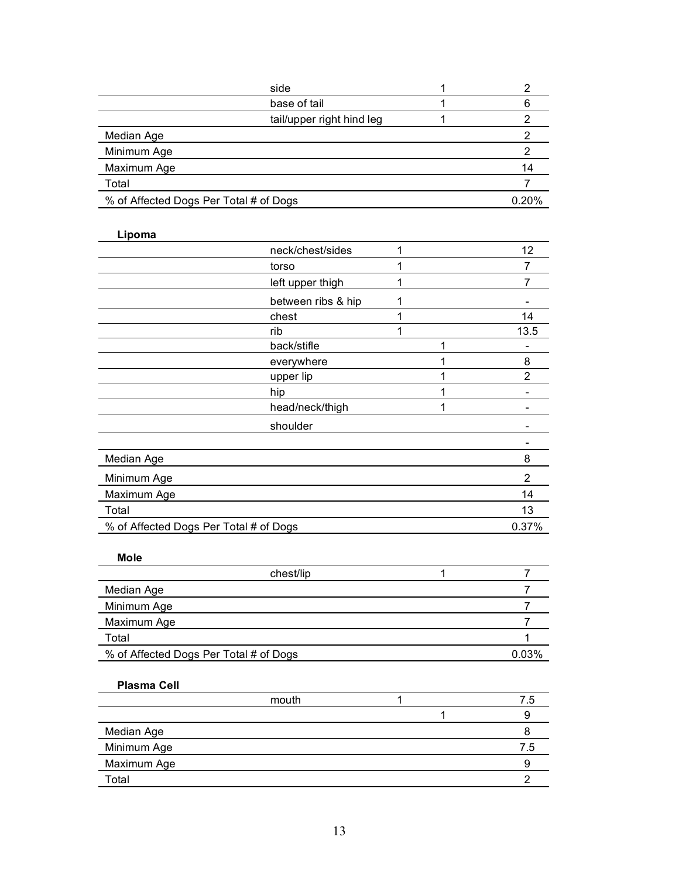| | | | | |
|---|---|---|---|---|
| | side | | 1 | 2 |
| | base of tail | | 1 | 6 |
| | tail/upper right hind leg | | 1 | 2 |
| Median Age | | | | 2 |
| Minimum Age | | | | 2 |
| Maximum Age | | | | 14 |
| Total | | | | 7 |
| % of Affected Dogs Per Total # of Dogs | | | | 0.20% |

**Lipoma**

| | | | | |
|---|---|---|---|---|
| | neck/chest/sides | 1 | | 12 |
| | torso | 1 | | 7 |
| | left upper thigh | 1 | | 7 |
| | between ribs & hip | 1 | | - |
| | chest | 1 | | 14 |
| | rib | 1 | | 13.5 |
| | back/stifle | | 1 | - |
| | everywhere | | 1 | 8 |
| | upper lip | | 1 | 2 |
| | hip | | 1 | - |
| | head/neck/thigh | | 1 | - |
| | shoulder | | | - |
| | | | | - |
| Median Age | | | | 8 |
| Minimum Age | | | | 2 |
| Maximum Age | | | | 14 |
| Total | | | | 13 |
| % of Affected Dogs Per Total # of Dogs | | | | 0.37% |

**Mole**

| | | | | |
|---|---|---|---|---|
| | chest/lip | | 1 | 7 |
| Median Age | | | | 7 |
| Minimum Age | | | | 7 |
| Maximum Age | | | | 7 |
| Total | | | | 1 |
| % of Affected Dogs Per Total # of Dogs | | | | 0.03% |

**Plasma Cell**

| | | | | |
|---|---|---|---|---|
| | mouth | 1 | | 7.5 |
| | | | 1 | 9 |
| Median Age | | | | 8 |
| Minimum Age | | | | 7.5 |
| Maximum Age | | | | 9 |
| Total | | | | 2 |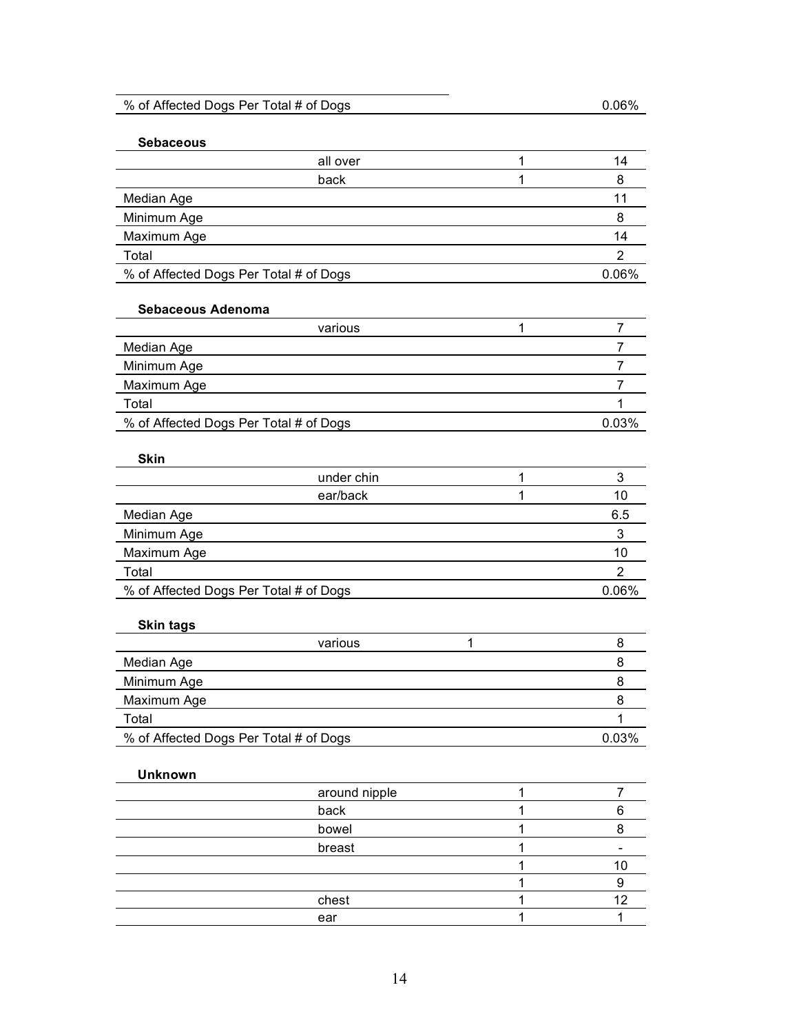| % of Affected Dogs Per Total # of Dogs | | | 0.06% |
|---|---|---|---|

**Sebaceous**

| | | | |
|---|---|---|---|
| | all over | 1 | 14 |
| | back | 1 | 8 |
| Median Age | | | 11 |
| Minimum Age | | | 8 |
| Maximum Age | | | 14 |
| Total | | | 2 |
| % of Affected Dogs Per Total # of Dogs | | | 0.06% |

**Sebaceous Adenoma**

| | | | |
|---|---|---|---|
| | various | 1 | 7 |
| Median Age | | | 7 |
| Minimum Age | | | 7 |
| Maximum Age | | | 7 |
| Total | | | 1 |
| % of Affected Dogs Per Total # of Dogs | | | 0.03% |

**Skin**

| | | | |
|---|---|---|---|
| | under chin | 1 | 3 |
| | ear/back | 1 | 10 |
| Median Age | | | 6.5 |
| Minimum Age | | | 3 |
| Maximum Age | | | 10 |
| Total | | | 2 |
| % of Affected Dogs Per Total # of Dogs | | | 0.06% |

**Skin tags**

| | | | |
|---|---|---|---|
| | various | 1 | 8 |
| Median Age | | | 8 |
| Minimum Age | | | 8 |
| Maximum Age | | | 8 |
| Total | | | 1 |
| % of Affected Dogs Per Total # of Dogs | | | 0.03% |

**Unknown**

| | | | |
|---|---|---|---|
| | around nipple | 1 | 7 |
| | back | 1 | 6 |
| | bowel | 1 | 8 |
| | breast | 1 | - |
| | | 1 | 10 |
| | | 1 | 9 |
| | chest | 1 | 12 |
| | ear | 1 | 1 |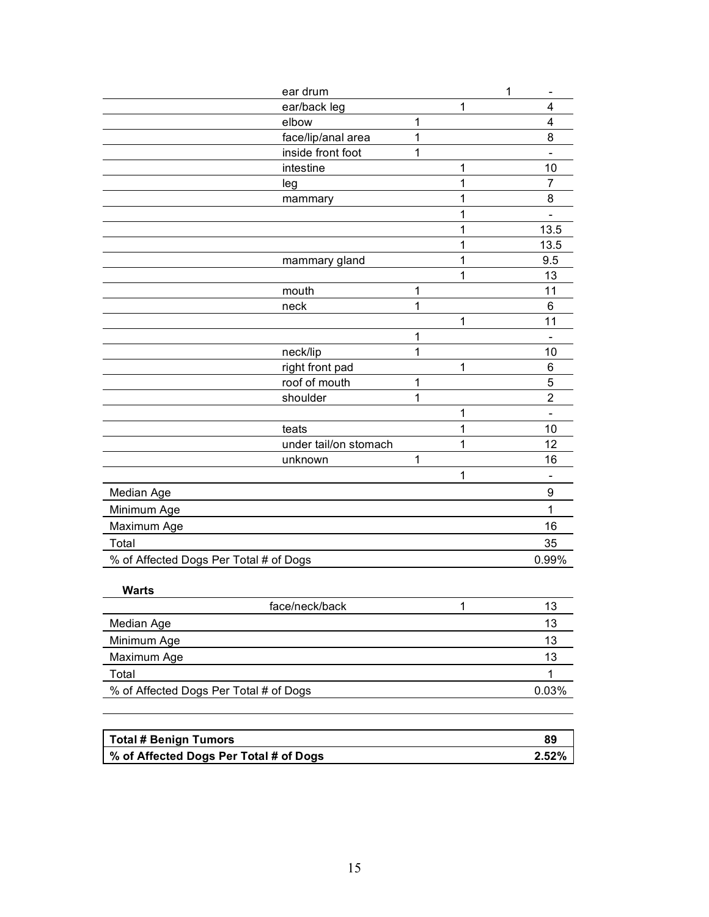| | | | | | |
|---|---|---|---|---|---|
| | ear drum | | | 1 | - |
| | ear/back leg | | 1 | | 4 |
| | elbow | 1 | | | 4 |
| | face/lip/anal area | 1 | | | 8 |
| | inside front foot | 1 | | | - |
| | intestine | | 1 | | 10 |
| | leg | | 1 | | 7 |
| | mammary | | 1 | | 8 |
| | | | 1 | | - |
| | | | 1 | | 13.5 |
| | | | 1 | | 13.5 |
| | mammary gland | | 1 | | 9.5 |
| | | | 1 | | 13 |
| | mouth | 1 | | | 11 |
| | neck | 1 | | | 6 |
| | | | 1 | | 11 |
| | | 1 | | | - |
| | neck/lip | 1 | | | 10 |
| | right front pad | | 1 | | 6 |
| | roof of mouth | 1 | | | 5 |
| | shoulder | 1 | | | 2 |
| | | | 1 | | - |
| | teats | | 1 | | 10 |
| | under tail/on stomach | | 1 | | 12 |
| | unknown | 1 | | | 16 |
| | | | 1 | | - |
| Median Age | | | | | 9 |
| Minimum Age | | | | | 1 |
| Maximum Age | | | | | 16 |
| Total | | | | | 35 |
| % of Affected Dogs Per Total # of Dogs | | | | | 0.99% |

**Warts**

| | | | | | |
|---|---|---|---|---|---|
| | face/neck/back | | 1 | | 13 |
| Median Age | | | | | 13 |
| Minimum Age | | | | | 13 |
| Maximum Age | | | | | 13 |
| Total | | | | | 1 |
| % of Affected Dogs Per Total # of Dogs | | | | | 0.03% |

| | |
|---|---|
| **Total # Benign Tumors** | **89** |
| **% of Affected Dogs Per Total # of Dogs** | **2.52%** |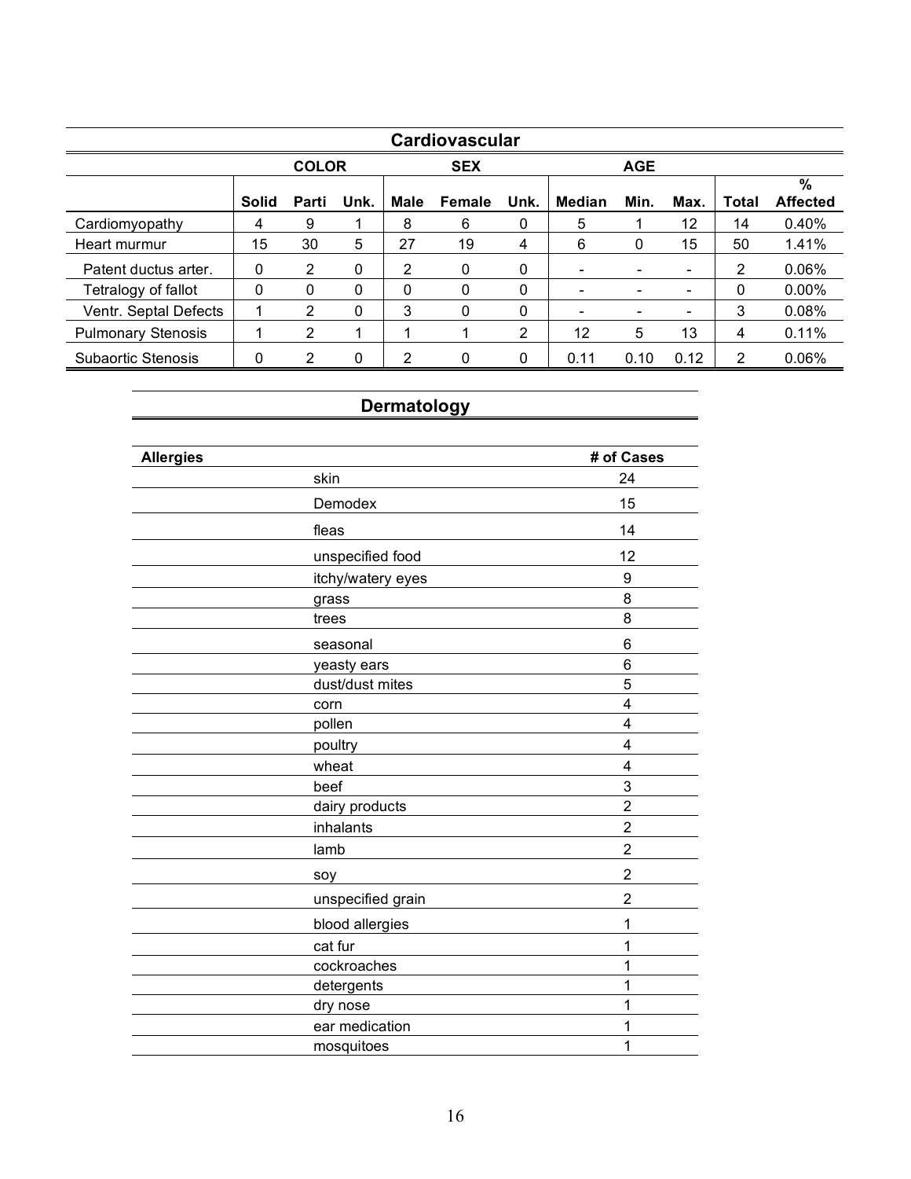## Cardiovascular

| | COLOR | | | SEX | | | AGE | | | | |
|---|---|---|---|---|---|---|---|---|---|---|---|
| | Solid | Parti | Unk. | Male | Female | Unk. | Median | Min. | Max. | Total | % Affected |
| Cardiomyopathy | 4 | 9 | 1 | 8 | 6 | 0 | 5 | 1 | 12 | 14 | 0.40% |
| Heart murmur | 15 | 30 | 5 | 27 | 19 | 4 | 6 | 0 | 15 | 50 | 1.41% |
| Patent ductus arter. | 0 | 2 | 0 | 2 | 0 | 0 | - | - | - | 2 | 0.06% |
| Tetralogy of fallot | 0 | 0 | 0 | 0 | 0 | 0 | - | - | - | 0 | 0.00% |
| Ventr. Septal Defects | 1 | 2 | 0 | 3 | 0 | 0 | - | - | - | 3 | 0.08% |
| Pulmonary Stenosis | 1 | 2 | 1 | 1 | 1 | 2 | 12 | 5 | 13 | 4 | 0.11% |
| Subaortic Stenosis | 0 | 2 | 0 | 2 | 0 | 0 | 0.11 | 0.10 | 0.12 | 2 | 0.06% |

## Dermatology

| Allergies | | # of Cases |
|---|---|---|
| | skin | 24 |
| | Demodex | 15 |
| | fleas | 14 |
| | unspecified food | 12 |
| | itchy/watery eyes | 9 |
| | grass | 8 |
| | trees | 8 |
| | seasonal | 6 |
| | yeasty ears | 6 |
| | dust/dust mites | 5 |
| | corn | 4 |
| | pollen | 4 |
| | poultry | 4 |
| | wheat | 4 |
| | beef | 3 |
| | dairy products | 2 |
| | inhalants | 2 |
| | lamb | 2 |
| | soy | 2 |
| | unspecified grain | 2 |
| | blood allergies | 1 |
| | cat fur | 1 |
| | cockroaches | 1 |
| | detergents | 1 |
| | dry nose | 1 |
| | ear medication | 1 |
| | mosquitoes | 1 |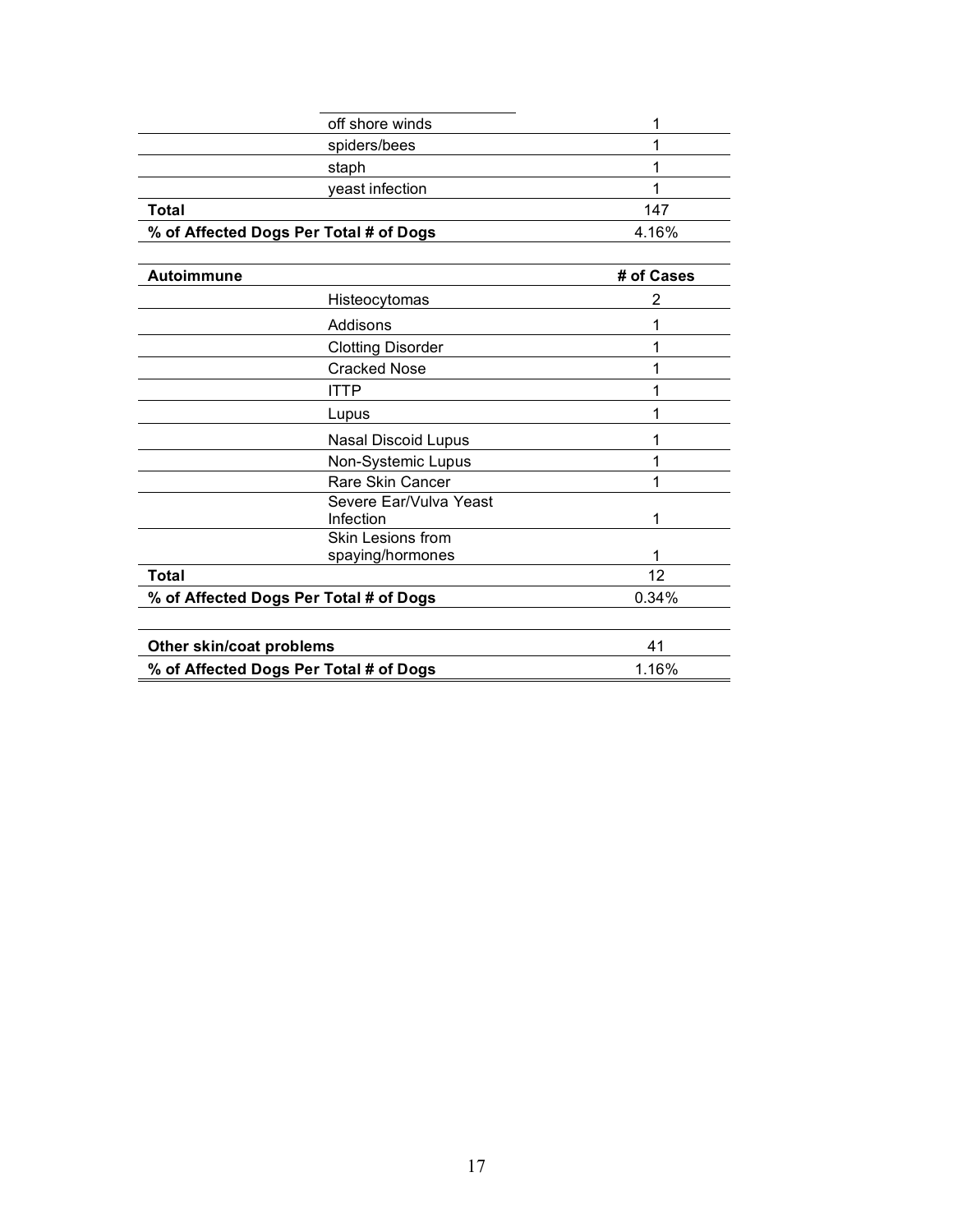| | | |
|---|---|---|
| | off shore winds | 1 |
| | spiders/bees | 1 |
| | staph | 1 |
| | yeast infection | 1 |
| **Total** | | 147 |
| **% of Affected Dogs Per Total # of Dogs** | | 4.16% |

| **Autoimmune** | | **# of Cases** |
|---|---|---|
| | Histeocytomas | 2 |
| | Addisons | 1 |
| | Clotting Disorder | 1 |
| | Cracked Nose | 1 |
| | ITTP | 1 |
| | Lupus | 1 |
| | Nasal Discoid Lupus | 1 |
| | Non-Systemic Lupus | 1 |
| | Rare Skin Cancer | 1 |
| | Severe Ear/Vulva Yeast Infection | 1 |
| | Skin Lesions from spaying/hormones | 1 |
| **Total** | | 12 |
| **% of Affected Dogs Per Total # of Dogs** | | 0.34% |

| | |
|---|---|
| **Other skin/coat problems** | 41 |
| **% of Affected Dogs Per Total # of Dogs** | 1.16% |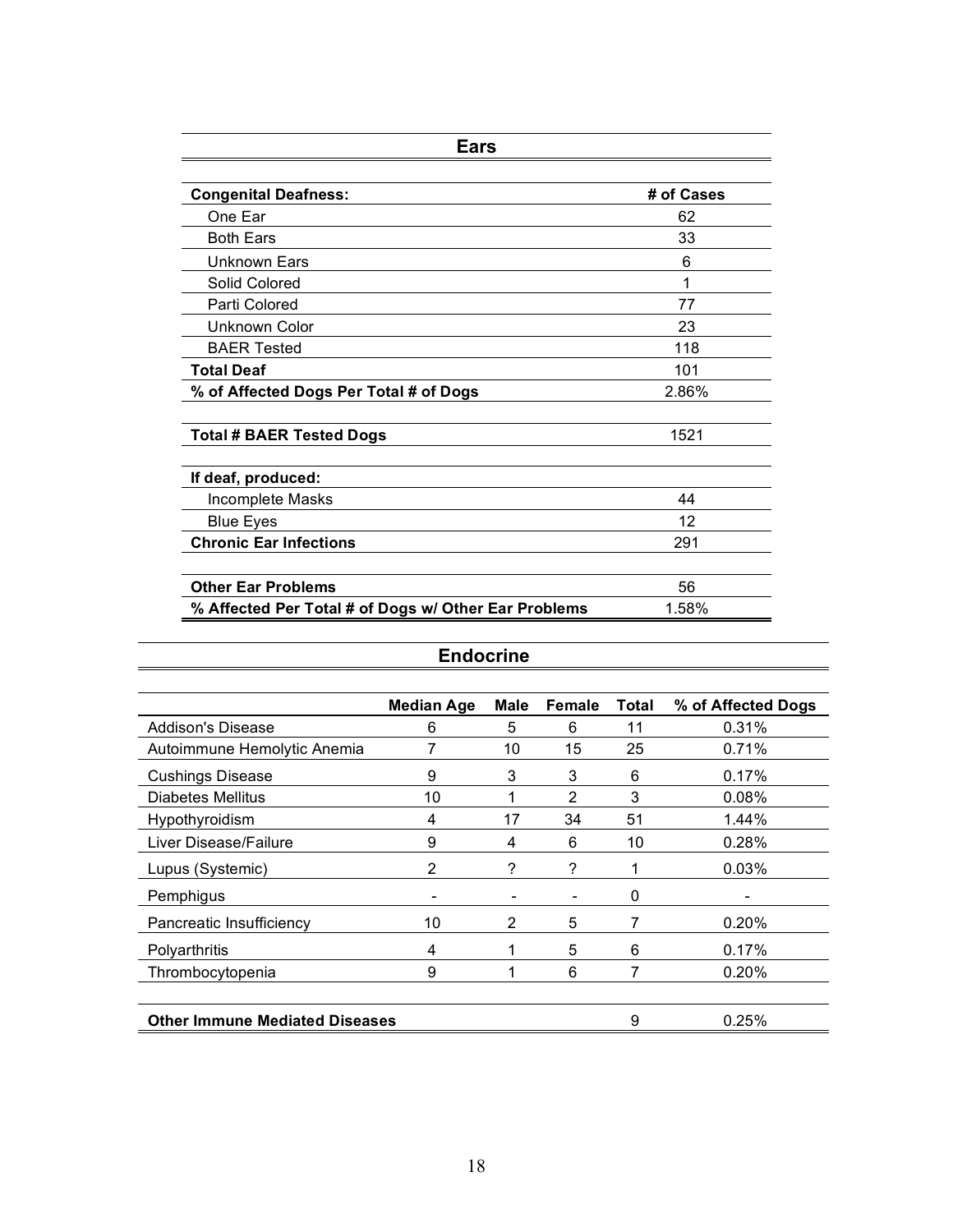## Ears

| Congenital Deafness: | # of Cases |
|---|---|
| One Ear | 62 |
| Both Ears | 33 |
| Unknown Ears | 6 |
| Solid Colored | 1 |
| Parti Colored | 77 |
| Unknown Color | 23 |
| BAER Tested | 118 |
| **Total Deaf** | 101 |
| **% of Affected Dogs Per Total # of Dogs** | 2.86% |
| | |
| **Total # BAER Tested Dogs** | 1521 |
| | |
| **If deaf, produced:** | |
| Incomplete Masks | 44 |
| Blue Eyes | 12 |
| **Chronic Ear Infections** | 291 |
| | |
| **Other Ear Problems** | 56 |
| **% Affected Per Total # of Dogs w/ Other Ear Problems** | 1.58% |

## Endocrine

| | Median Age | Male | Female | Total | % of Affected Dogs |
|---|---|---|---|---|---|
| Addison's Disease | 6 | 5 | 6 | 11 | 0.31% |
| Autoimmune Hemolytic Anemia | 7 | 10 | 15 | 25 | 0.71% |
| Cushings Disease | 9 | 3 | 3 | 6 | 0.17% |
| Diabetes Mellitus | 10 | 1 | 2 | 3 | 0.08% |
| Hypothyroidism | 4 | 17 | 34 | 51 | 1.44% |
| Liver Disease/Failure | 9 | 4 | 6 | 10 | 0.28% |
| Lupus (Systemic) | 2 | ? | ? | 1 | 0.03% |
| Pemphigus | - | - | - | 0 | - |
| Pancreatic Insufficiency | 10 | 2 | 5 | 7 | 0.20% |
| Polyarthritis | 4 | 1 | 5 | 6 | 0.17% |
| Thrombocytopenia | 9 | 1 | 6 | 7 | 0.20% |
| | | | | | |
| **Other Immune Mediated Diseases** | | | | 9 | 0.25% |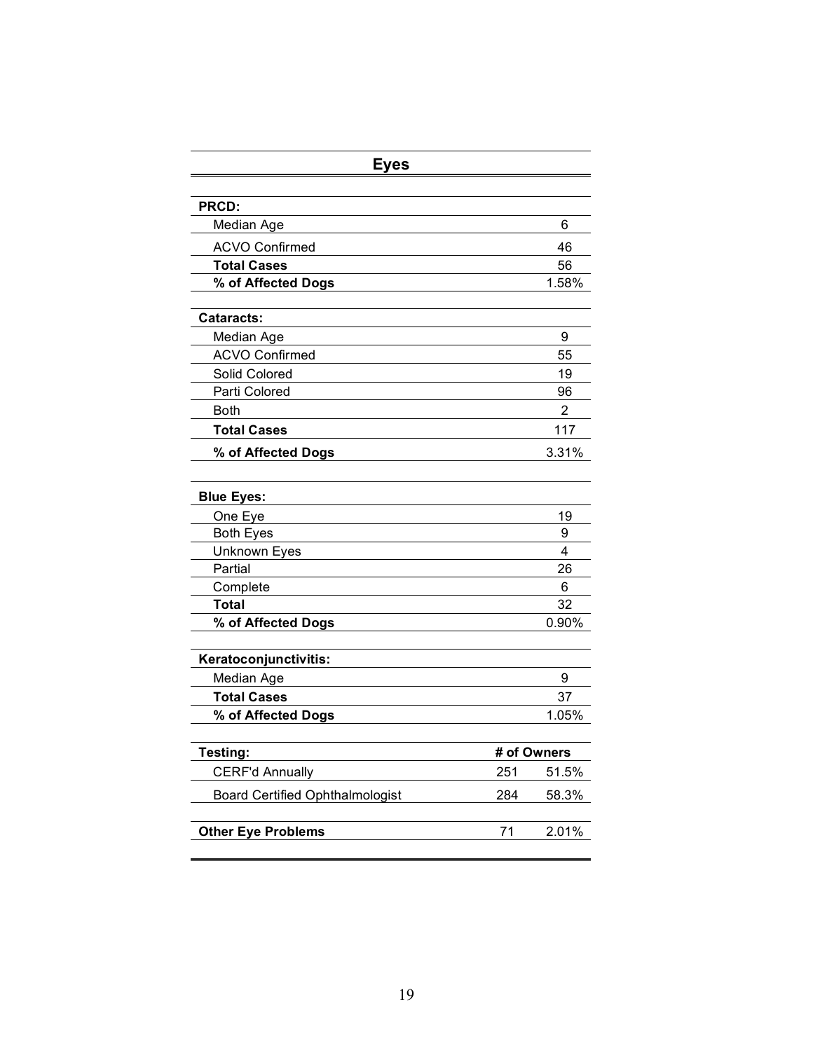## Eyes

| **PRCD:** | | |
|---|---|---|
| Median Age | | 6 |
| ACVO Confirmed | | 46 |
| **Total Cases** | | 56 |
| **% of Affected Dogs** | | 1.58% |
| | | |
| **Cataracts:** | | |
| Median Age | | 9 |
| ACVO Confirmed | | 55 |
| Solid Colored | | 19 |
| Parti Colored | | 96 |
| Both | | 2 |
| **Total Cases** | | 117 |
| **% of Affected Dogs** | | 3.31% |
| | | |
| **Blue Eyes:** | | |
| One Eye | | 19 |
| Both Eyes | | 9 |
| Unknown Eyes | | 4 |
| Partial | | 26 |
| Complete | | 6 |
| **Total** | | 32 |
| **% of Affected Dogs** | | 0.90% |
| | | |
| **Keratoconjunctivitis:** | | |
| Median Age | | 9 |
| **Total Cases** | | 37 |
| **% of Affected Dogs** | | 1.05% |
| | | |
| **Testing:** | **# of Owners** | |
| CERF'd Annually | 251 | 51.5% |
| Board Certified Ophthalmologist | 284 | 58.3% |
| | | |
| **Other Eye Problems** | 71 | 2.01% |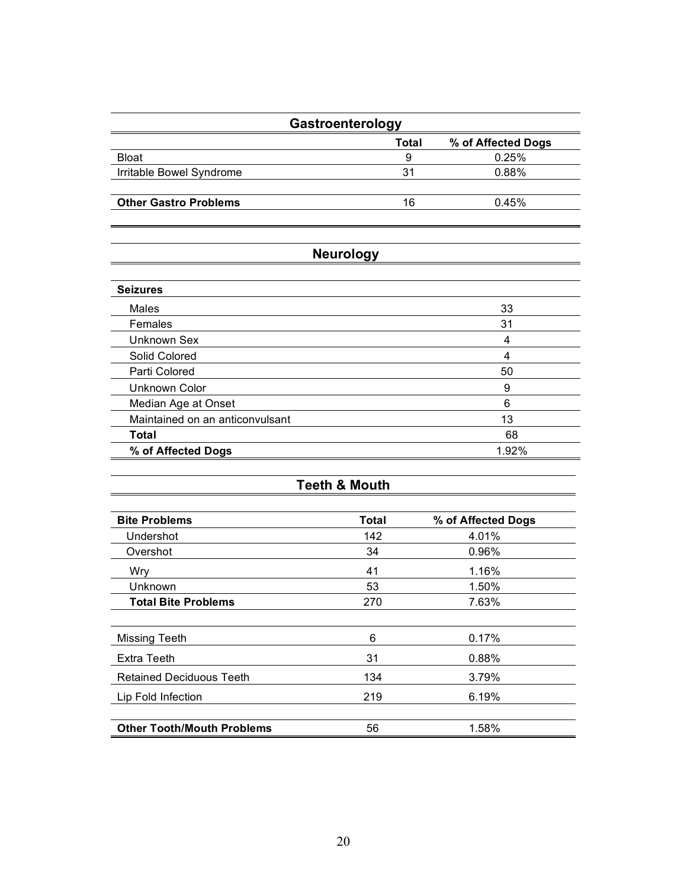## Gastroenterology

| | Total | % of Affected Dogs |
|---|---|---|
| Bloat | 9 | 0.25% |
| Irritable Bowel Syndrome | 31 | 0.88% |
| | | |
| **Other Gastro Problems** | 16 | 0.45% |

## Neurology

| **Seizures** | |
|---|---|
| Males | 33 |
| Females | 31 |
| Unknown Sex | 4 |
| Solid Colored | 4 |
| Parti Colored | 50 |
| Unknown Color | 9 |
| Median Age at Onset | 6 |
| Maintained on an anticonvulsant | 13 |
| **Total** | 68 |
| **% of Affected Dogs** | 1.92% |

## Teeth & Mouth

| **Bite Problems** | **Total** | **% of Affected Dogs** |
|---|---|---|
| Undershot | 142 | 4.01% |
| Overshot | 34 | 0.96% |
| Wry | 41 | 1.16% |
| Unknown | 53 | 1.50% |
| **Total Bite Problems** | 270 | 7.63% |
| | | |
| Missing Teeth | 6 | 0.17% |
| Extra Teeth | 31 | 0.88% |
| Retained Deciduous Teeth | 134 | 3.79% |
| Lip Fold Infection | 219 | 6.19% |
| | | |
| **Other Tooth/Mouth Problems** | 56 | 1.58% |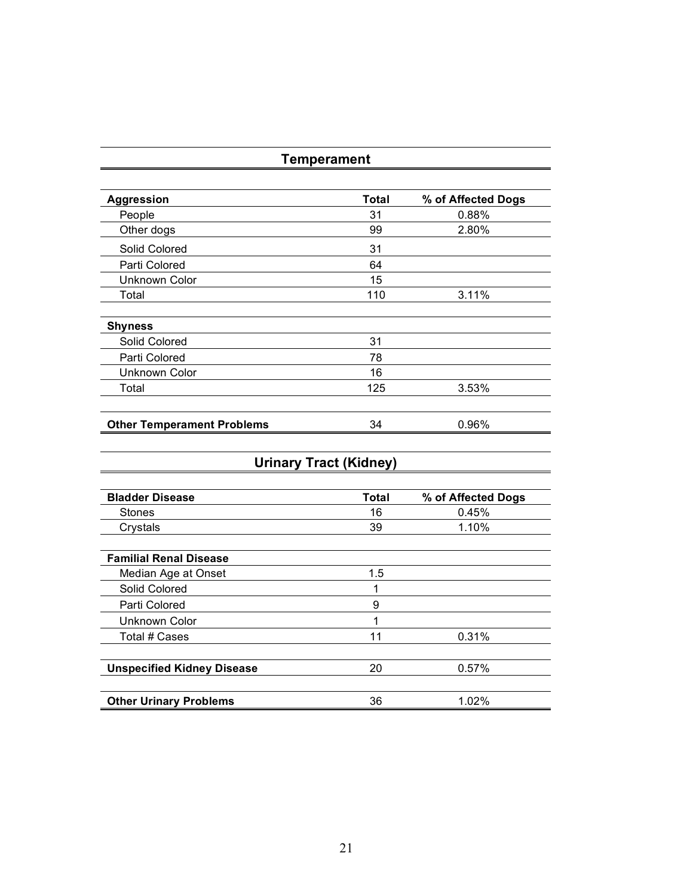## Temperament

| Aggression | Total | % of Affected Dogs |
|---|---|---|
| People | 31 | 0.88% |
| Other dogs | 99 | 2.80% |
| Solid Colored | 31 | |
| Parti Colored | 64 | |
| Unknown Color | 15 | |
| Total | 110 | 3.11% |

| Shyness | | |
|---|---|---|
| Solid Colored | 31 | |
| Parti Colored | 78 | |
| Unknown Color | 16 | |
| Total | 125 | 3.53% |

| Other Temperament Problems | 34 | 0.96% |
|---|---|---|

## Urinary Tract (Kidney)

| Bladder Disease | Total | % of Affected Dogs |
|---|---|---|
| Stones | 16 | 0.45% |
| Crystals | 39 | 1.10% |

| Familial Renal Disease | | |
|---|---|---|
| Median Age at Onset | 1.5 | |
| Solid Colored | 1 | |
| Parti Colored | 9 | |
| Unknown Color | 1 | |
| Total # Cases | 11 | 0.31% |

| Unspecified Kidney Disease | 20 | 0.57% |
|---|---|---|

| Other Urinary Problems | 36 | 1.02% |
|---|---|---|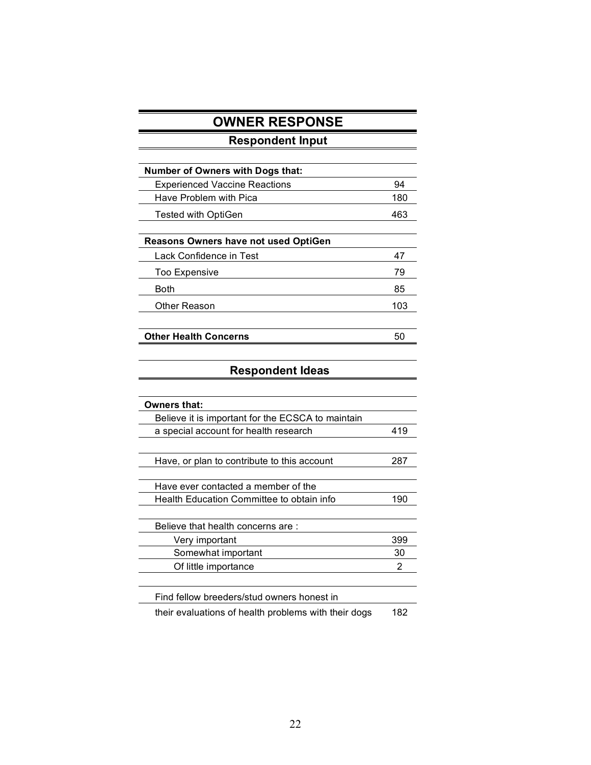# OWNER RESPONSE

## Respondent Input

| | |
|---|---|
| **Number of Owners with Dogs that:** | |
| Experienced Vaccine Reactions | 94 |
| Have Problem with Pica | 180 |
| Tested with OptiGen | 463 |
| | |
| **Reasons Owners have not used OptiGen** | |
| Lack Confidence in Test | 47 |
| Too Expensive | 79 |
| Both | 85 |
| Other Reason | 103 |
| | |
| **Other Health Concerns** | 50 |

## Respondent Ideas

| | |
|---|---|
| **Owners that:** | |
| Believe it is important for the ECSCA to maintain a special account for health research | 419 |
| | |
| Have, or plan to contribute to this account | 287 |
| | |
| Have ever contacted a member of the Health Education Committee to obtain info | 190 |
| | |
| Believe that health concerns are : | |
| Very important | 399 |
| Somewhat important | 30 |
| Of little importance | 2 |
| | |
| Find fellow breeders/stud owners honest in their evaluations of health problems with their dogs | 182 |